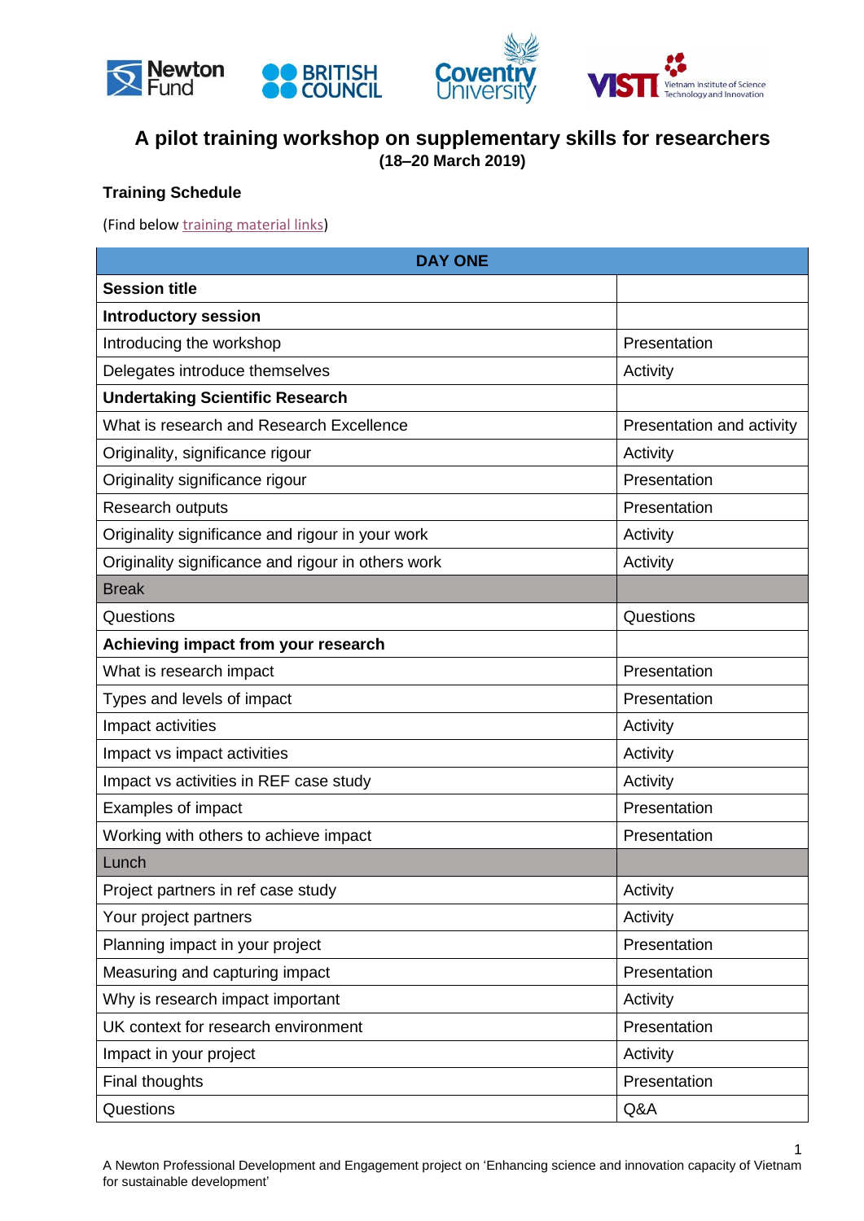# A pilot training workshop on supplementary skills for researchers

**(18–20 March 2019)**

**Training Schedule**

(Find below training material links)

| DAY ONE | |
|---|---|
| **Session title** | |
| **Introductory session** | |
| Introducing the workshop | Presentation |
| Delegates introduce themselves | Activity |
| **Undertaking Scientific Research** | |
| What is research and Research Excellence | Presentation and activity |
| Originality, significance rigour | Activity |
| Originality significance rigour | Presentation |
| Research outputs | Presentation |
| Originality significance and rigour in your work | Activity |
| Originality significance and rigour in others work | Activity |
| Break | |
| Questions | Questions |
| **Achieving impact from your research** | |
| What is research impact | Presentation |
| Types and levels of impact | Presentation |
| Impact activities | Activity |
| Impact vs impact activities | Activity |
| Impact vs activities in REF case study | Activity |
| Examples of impact | Presentation |
| Working with others to achieve impact | Presentation |
| Lunch | |
| Project partners in ref case study | Activity |
| Your project partners | Activity |
| Planning impact in your project | Presentation |
| Measuring and capturing impact | Presentation |
| Why is research impact important | Activity |
| UK context for research environment | Presentation |
| Impact in your project | Activity |
| Final thoughts | Presentation |
| Questions | Q&A |

A Newton Professional Development and Engagement project on 'Enhancing science and innovation capacity of Vietnam for sustainable development'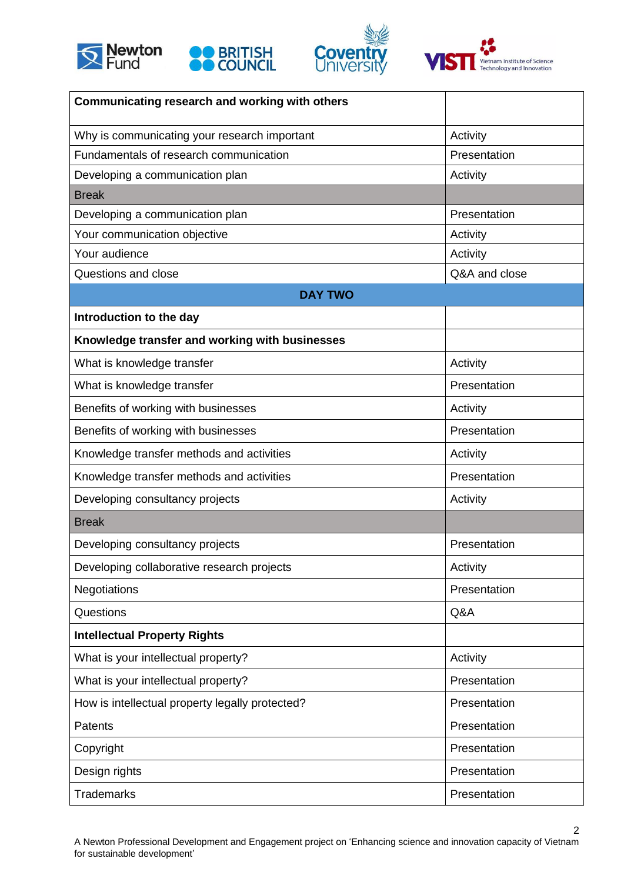| Communicating research and working with others | |
|---|---|
| Why is communicating your research important | Activity |
| Fundamentals of research communication | Presentation |
| Developing a communication plan | Activity |
| Break | |
| Developing a communication plan | Presentation |
| Your communication objective | Activity |
| Your audience | Activity |
| Questions and close | Q&A and close |
| **DAY TWO** | |
| **Introduction to the day** | |
| **Knowledge transfer and working with businesses** | |
| What is knowledge transfer | Activity |
| What is knowledge transfer | Presentation |
| Benefits of working with businesses | Activity |
| Benefits of working with businesses | Presentation |
| Knowledge transfer methods and activities | Activity |
| Knowledge transfer methods and activities | Presentation |
| Developing consultancy projects | Activity |
| Break | |
| Developing consultancy projects | Presentation |
| Developing collaborative research projects | Activity |
| Negotiations | Presentation |
| Questions | Q&A |
| **Intellectual Property Rights** | |
| What is your intellectual property? | Activity |
| What is your intellectual property? | Presentation |
| How is intellectual property legally protected? | Presentation |
| Patents | Presentation |
| Copyright | Presentation |
| Design rights | Presentation |
| Trademarks | Presentation |

A Newton Professional Development and Engagement project on 'Enhancing science and innovation capacity of Vietnam for sustainable development'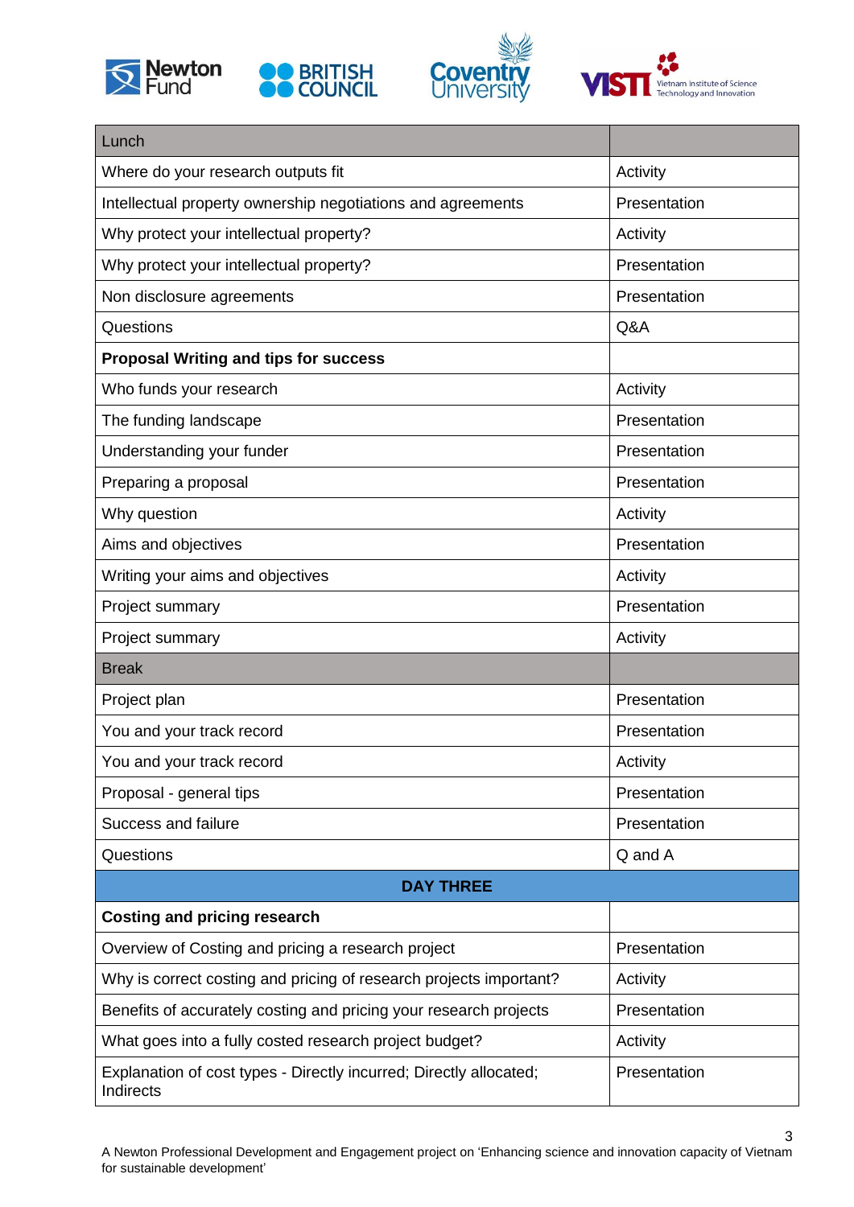| Lunch | |
|---|---|
| Where do your research outputs fit | Activity |
| Intellectual property ownership negotiations and agreements | Presentation |
| Why protect your intellectual property? | Activity |
| Why protect your intellectual property? | Presentation |
| Non disclosure agreements | Presentation |
| Questions | Q&A |
| **Proposal Writing and tips for success** | |
| Who funds your research | Activity |
| The funding landscape | Presentation |
| Understanding your funder | Presentation |
| Preparing a proposal | Presentation |
| Why question | Activity |
| Aims and objectives | Presentation |
| Writing your aims and objectives | Activity |
| Project summary | Presentation |
| Project summary | Activity |
| Break | |
| Project plan | Presentation |
| You and your track record | Presentation |
| You and your track record | Activity |
| Proposal - general tips | Presentation |
| Success and failure | Presentation |
| Questions | Q and A |
| **DAY THREE** | |
| **Costing and pricing research** | |
| Overview of Costing and pricing a research project | Presentation |
| Why is correct costing and pricing of research projects important? | Activity |
| Benefits of accurately costing and pricing your research projects | Presentation |
| What goes into a fully costed research project budget? | Activity |
| Explanation of cost types - Directly incurred; Directly allocated; Indirects | Presentation |

A Newton Professional Development and Engagement project on 'Enhancing science and innovation capacity of Vietnam for sustainable development'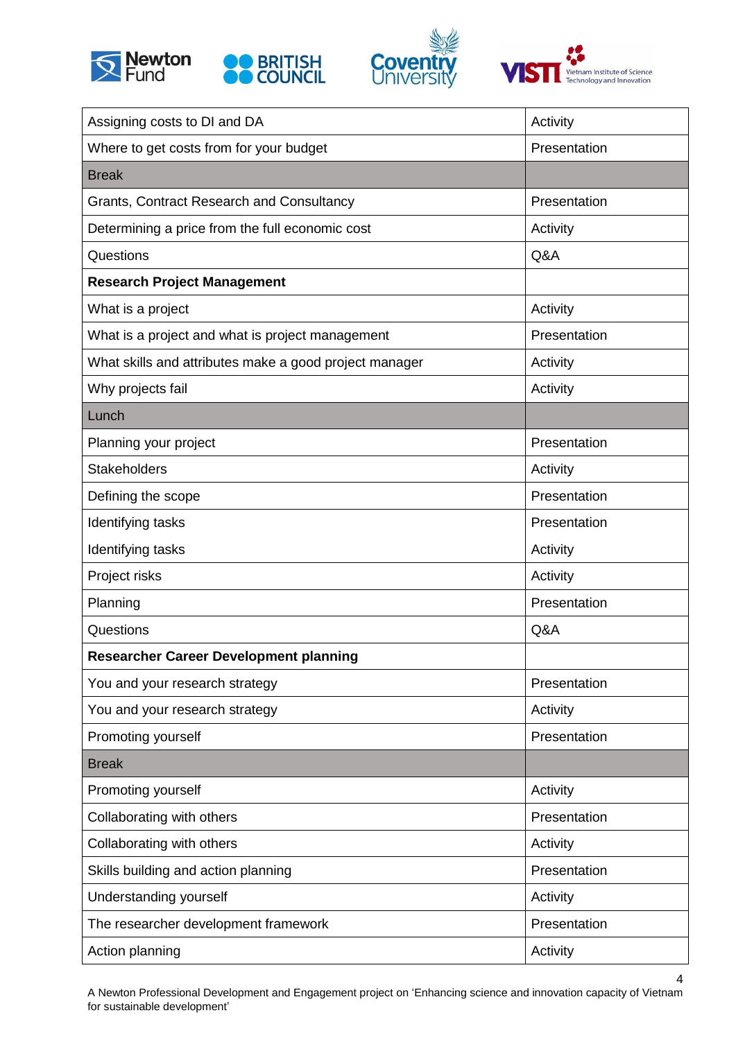| Assigning costs to DI and DA | Activity |
|---|---|
| Where to get costs from for your budget | Presentation |
| Break | |
| Grants, Contract Research and Consultancy | Presentation |
| Determining a price from the full economic cost | Activity |
| Questions | Q&A |
| **Research Project Management** | |
| What is a project | Activity |
| What is a project and what is project management | Presentation |
| What skills and attributes make a good project manager | Activity |
| Why projects fail | Activity |
| Lunch | |
| Planning your project | Presentation |
| Stakeholders | Activity |
| Defining the scope | Presentation |
| Identifying tasks | Presentation |
| Identifying tasks | Activity |
| Project risks | Activity |
| Planning | Presentation |
| Questions | Q&A |
| **Researcher Career Development planning** | |
| You and your research strategy | Presentation |
| You and your research strategy | Activity |
| Promoting yourself | Presentation |
| Break | |
| Promoting yourself | Activity |
| Collaborating with others | Presentation |
| Collaborating with others | Activity |
| Skills building and action planning | Presentation |
| Understanding yourself | Activity |
| The researcher development framework | Presentation |
| Action planning | Activity |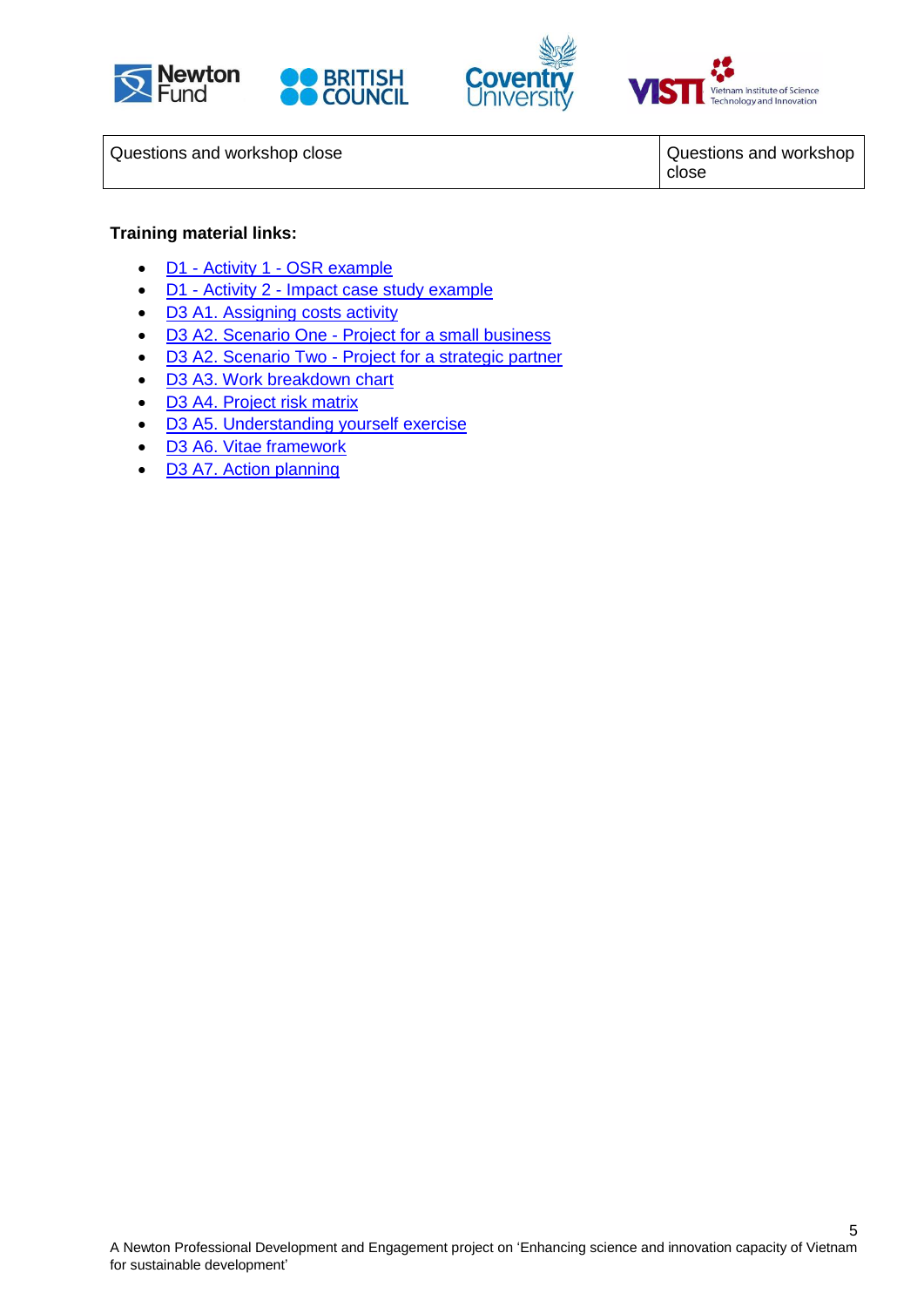| | |
|---|---|
| Questions and workshop close | Questions and workshop close |

**Training material links:**

- D1 - Activity 1 - OSR example
- D1 - Activity 2 - Impact case study example
- D3 A1. Assigning costs activity
- D3 A2. Scenario One - Project for a small business
- D3 A2. Scenario Two - Project for a strategic partner
- D3 A3. Work breakdown chart
- D3 A4. Project risk matrix
- D3 A5. Understanding yourself exercise
- D3 A6. Vitae framework
- D3 A7. Action planning